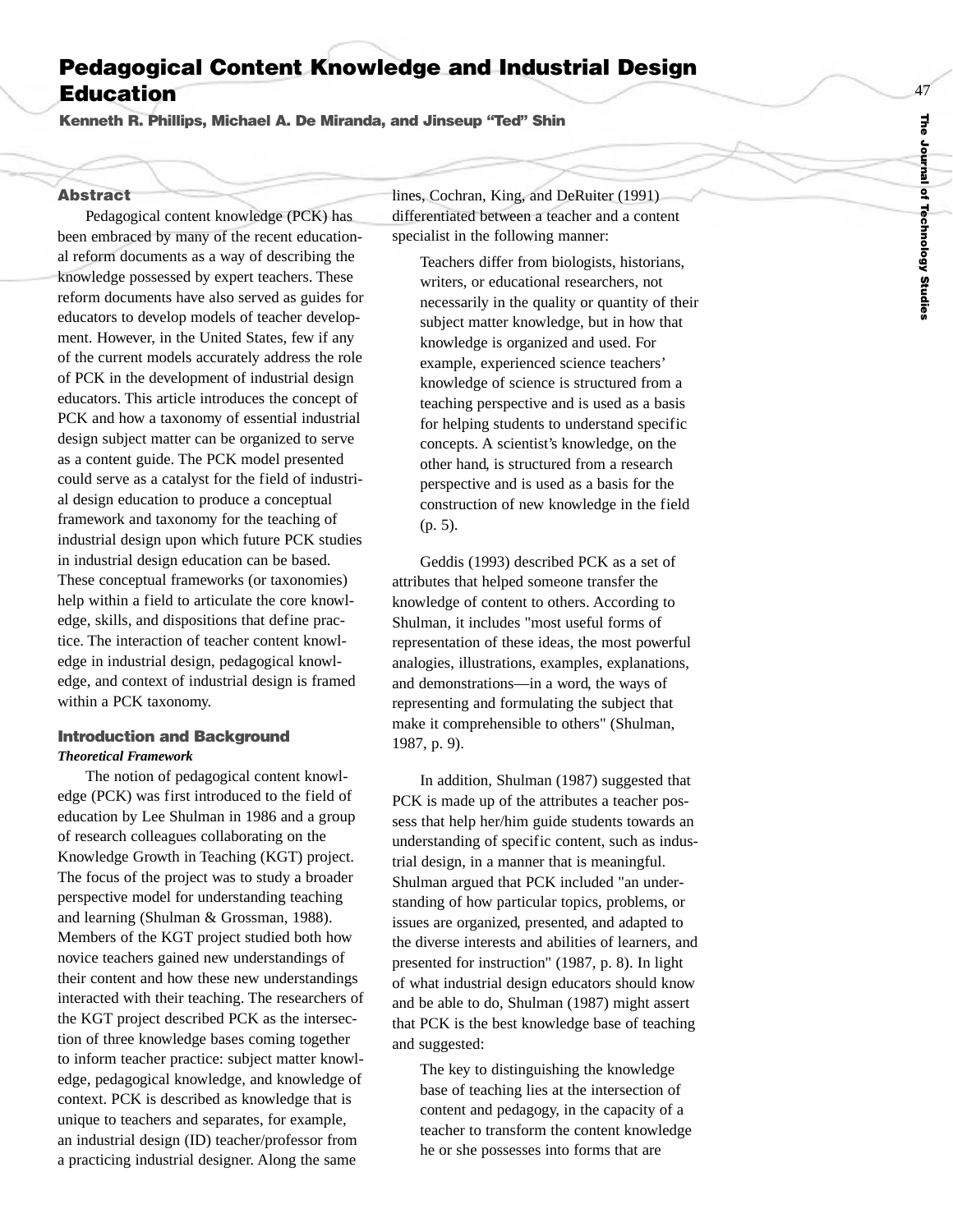# Pedagogical Content Knowledge and Industrial Design Education

**Kenneth R. Phillips, Michael A. De Miranda, and Jinseup "Ted" Shin**

## Abstract

Pedagogical content knowledge (PCK) has been embraced by many of the recent educational reform documents as a way of describing the knowledge possessed by expert teachers. These reform documents have also served as guides for educators to develop models of teacher development. However, in the United States, few if any of the current models accurately address the role of PCK in the development of industrial design educators. This article introduces the concept of PCK and how a taxonomy of essential industrial design subject matter can be organized to serve as a content guide. The PCK model presented could serve as a catalyst for the field of industrial design education to produce a conceptual framework and taxonomy for the teaching of industrial design upon which future PCK studies in industrial design education can be based. These conceptual frameworks (or taxonomies) help within a field to articulate the core knowledge, skills, and dispositions that define practice. The interaction of teacher content knowledge in industrial design, pedagogical knowledge, and context of industrial design is framed within a PCK taxonomy.

## Introduction and Background

### *Theoretical Framework*

The notion of pedagogical content knowledge (PCK) was first introduced to the field of education by Lee Shulman in 1986 and a group of research colleagues collaborating on the Knowledge Growth in Teaching (KGT) project. The focus of the project was to study a broader perspective model for understanding teaching and learning (Shulman & Grossman, 1988). Members of the KGT project studied both how novice teachers gained new understandings of their content and how these new understandings interacted with their teaching. The researchers of the KGT project described PCK as the intersection of three knowledge bases coming together to inform teacher practice: subject matter knowledge, pedagogical knowledge, and knowledge of context. PCK is described as knowledge that is unique to teachers and separates, for example, an industrial design (ID) teacher/professor from a practicing industrial designer. Along the same lines, Cochran, King, and DeRuiter (1991) differentiated between a teacher and a content specialist in the following manner:

> Teachers differ from biologists, historians, writers, or educational researchers, not necessarily in the quality or quantity of their subject matter knowledge, but in how that knowledge is organized and used. For example, experienced science teachers' knowledge of science is structured from a teaching perspective and is used as a basis for helping students to understand specific concepts. A scientist's knowledge, on the other hand, is structured from a research perspective and is used as a basis for the construction of new knowledge in the field (p. 5).

Geddis (1993) described PCK as a set of attributes that helped someone transfer the knowledge of content to others. According to Shulman, it includes "most useful forms of representation of these ideas, the most powerful analogies, illustrations, examples, explanations, and demonstrations—in a word, the ways of representing and formulating the subject that make it comprehensible to others" (Shulman, 1987, p. 9).

In addition, Shulman (1987) suggested that PCK is made up of the attributes a teacher possess that help her/him guide students towards an understanding of specific content, such as industrial design, in a manner that is meaningful. Shulman argued that PCK included "an understanding of how particular topics, problems, or issues are organized, presented, and adapted to the diverse interests and abilities of learners, and presented for instruction" (1987, p. 8). In light of what industrial design educators should know and be able to do, Shulman (1987) might assert that PCK is the best knowledge base of teaching and suggested:

> The key to distinguishing the knowledge base of teaching lies at the intersection of content and pedagogy, in the capacity of a teacher to transform the content knowledge he or she possesses into forms that are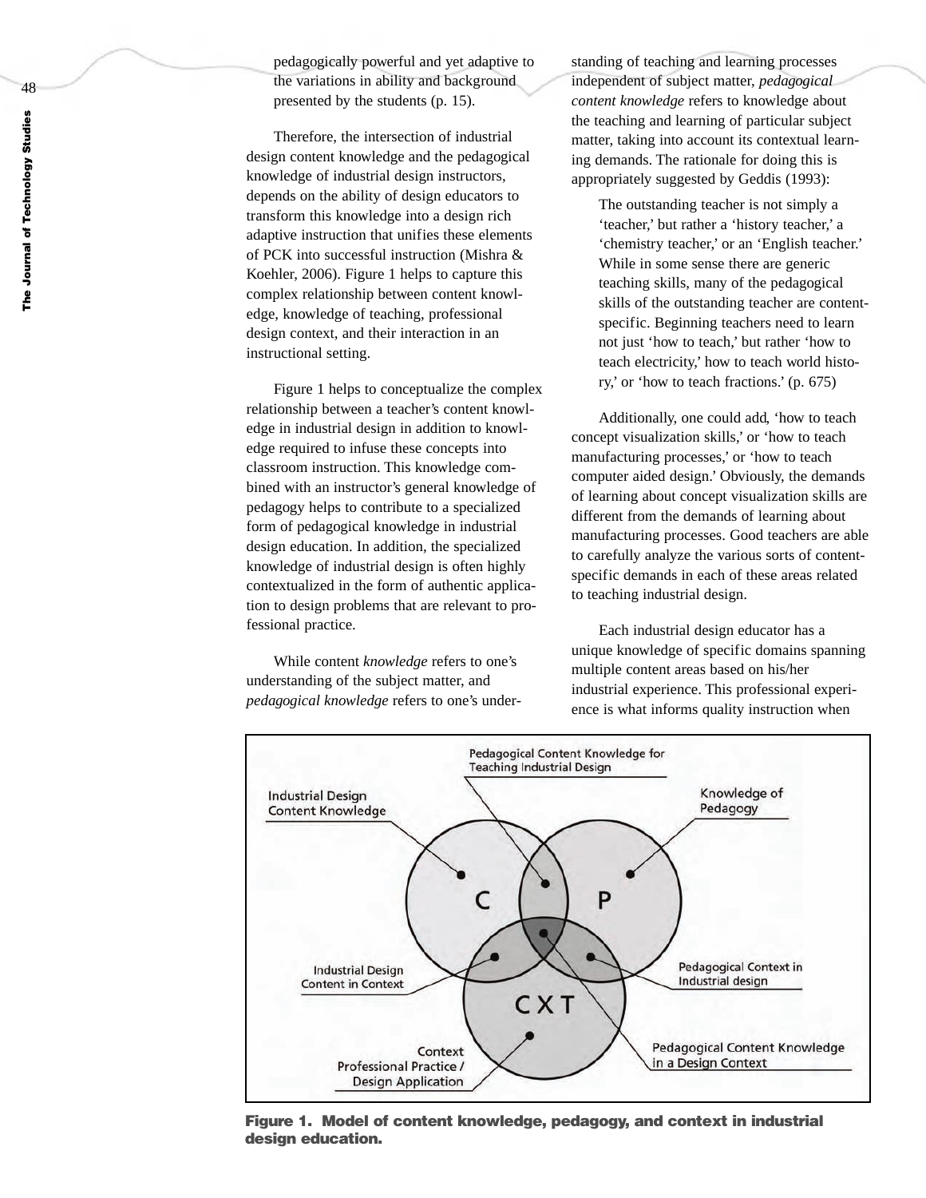> pedagogically powerful and yet adaptive to the variations in ability and background presented by the students (p. 15).

Therefore, the intersection of industrial design content knowledge and the pedagogical knowledge of industrial design instructors, depends on the ability of design educators to transform this knowledge into a design rich adaptive instruction that unifies these elements of PCK into successful instruction (Mishra & Koehler, 2006). Figure 1 helps to capture this complex relationship between content knowledge, knowledge of teaching, professional design context, and their interaction in an instructional setting.

Figure 1 helps to conceptualize the complex relationship between a teacher's content knowledge in industrial design in addition to knowledge required to infuse these concepts into classroom instruction. This knowledge combined with an instructor's general knowledge of pedagogy helps to contribute to a specialized form of pedagogical knowledge in industrial design education. In addition, the specialized knowledge of industrial design is often highly contextualized in the form of authentic application to design problems that are relevant to professional practice.

While content *knowledge* refers to one's understanding of the subject matter, and *pedagogical knowledge* refers to one's understanding of teaching and learning processes independent of subject matter, *pedagogical content knowledge* refers to knowledge about the teaching and learning of particular subject matter, taking into account its contextual learning demands. The rationale for doing this is appropriately suggested by Geddis (1993):

> The outstanding teacher is not simply a 'teacher,' but rather a 'history teacher,' a 'chemistry teacher,' or an 'English teacher.' While in some sense there are generic teaching skills, many of the pedagogical skills of the outstanding teacher are content-specific. Beginning teachers need to learn not just 'how to teach,' but rather 'how to teach electricity,' how to teach world history,' or 'how to teach fractions.' (p. 675)

Additionally, one could add, 'how to teach concept visualization skills,' or 'how to teach manufacturing processes,' or 'how to teach computer aided design.' Obviously, the demands of learning about concept visualization skills are different from the demands of learning about manufacturing processes. Good teachers are able to carefully analyze the various sorts of content-specific demands in each of these areas related to teaching industrial design.

Each industrial design educator has a unique knowledge of specific domains spanning multiple content areas based on his/her industrial experience. This professional experience is what informs quality instruction when

**Figure 1. Model of content knowledge, pedagogy, and context in industrial design education.**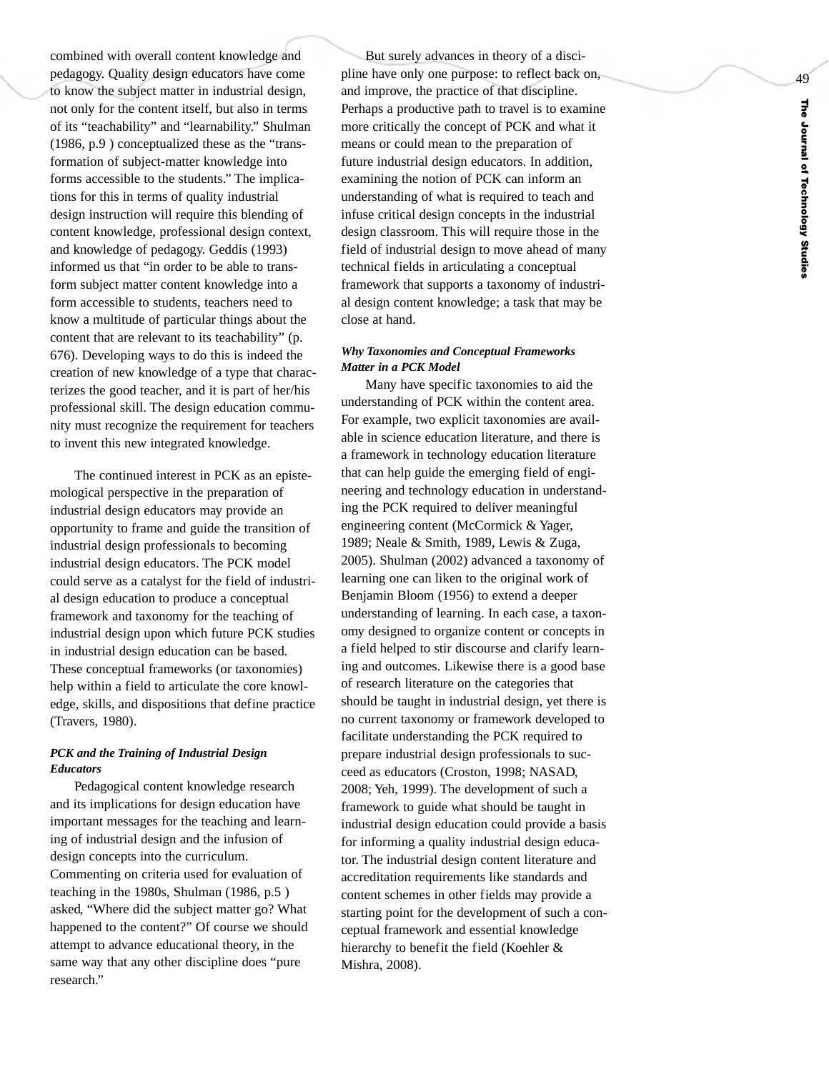combined with overall content knowledge and pedagogy. Quality design educators have come to know the subject matter in industrial design, not only for the content itself, but also in terms of its "teachability" and "learnability." Shulman (1986, p.9 ) conceptualized these as the "transformation of subject-matter knowledge into forms accessible to the students." The implications for this in terms of quality industrial design instruction will require this blending of content knowledge, professional design context, and knowledge of pedagogy. Geddis (1993) informed us that "in order to be able to transform subject matter content knowledge into a form accessible to students, teachers need to know a multitude of particular things about the content that are relevant to its teachability" (p. 676). Developing ways to do this is indeed the creation of new knowledge of a type that characterizes the good teacher, and it is part of her/his professional skill. The design education community must recognize the requirement for teachers to invent this new integrated knowledge.

The continued interest in PCK as an epistemological perspective in the preparation of industrial design educators may provide an opportunity to frame and guide the transition of industrial design professionals to becoming industrial design educators. The PCK model could serve as a catalyst for the field of industrial design education to produce a conceptual framework and taxonomy for the teaching of industrial design upon which future PCK studies in industrial design education can be based. These conceptual frameworks (or taxonomies) help within a field to articulate the core knowledge, skills, and dispositions that define practice (Travers, 1980).

***PCK and the Training of Industrial Design Educators***

Pedagogical content knowledge research and its implications for design education have important messages for the teaching and learning of industrial design and the infusion of design concepts into the curriculum. Commenting on criteria used for evaluation of teaching in the 1980s, Shulman (1986, p.5 ) asked, "Where did the subject matter go? What happened to the content?" Of course we should attempt to advance educational theory, in the same way that any other discipline does "pure research."

But surely advances in theory of a discipline have only one purpose: to reflect back on, and improve, the practice of that discipline. Perhaps a productive path to travel is to examine more critically the concept of PCK and what it means or could mean to the preparation of future industrial design educators. In addition, examining the notion of PCK can inform an understanding of what is required to teach and infuse critical design concepts in the industrial design classroom. This will require those in the field of industrial design to move ahead of many technical fields in articulating a conceptual framework that supports a taxonomy of industrial design content knowledge; a task that may be close at hand.

***Why Taxonomies and Conceptual Frameworks Matter in a PCK Model***

Many have specific taxonomies to aid the understanding of PCK within the content area. For example, two explicit taxonomies are available in science education literature, and there is a framework in technology education literature that can help guide the emerging field of engineering and technology education in understanding the PCK required to deliver meaningful engineering content (McCormick & Yager, 1989; Neale & Smith, 1989, Lewis & Zuga, 2005). Shulman (2002) advanced a taxonomy of learning one can liken to the original work of Benjamin Bloom (1956) to extend a deeper understanding of learning. In each case, a taxonomy designed to organize content or concepts in a field helped to stir discourse and clarify learning and outcomes. Likewise there is a good base of research literature on the categories that should be taught in industrial design, yet there is no current taxonomy or framework developed to facilitate understanding the PCK required to prepare industrial design professionals to succeed as educators (Croston, 1998; NASAD, 2008; Yeh, 1999). The development of such a framework to guide what should be taught in industrial design education could provide a basis for informing a quality industrial design educator. The industrial design content literature and accreditation requirements like standards and content schemes in other fields may provide a starting point for the development of such a conceptual framework and essential knowledge hierarchy to benefit the field (Koehler & Mishra, 2008).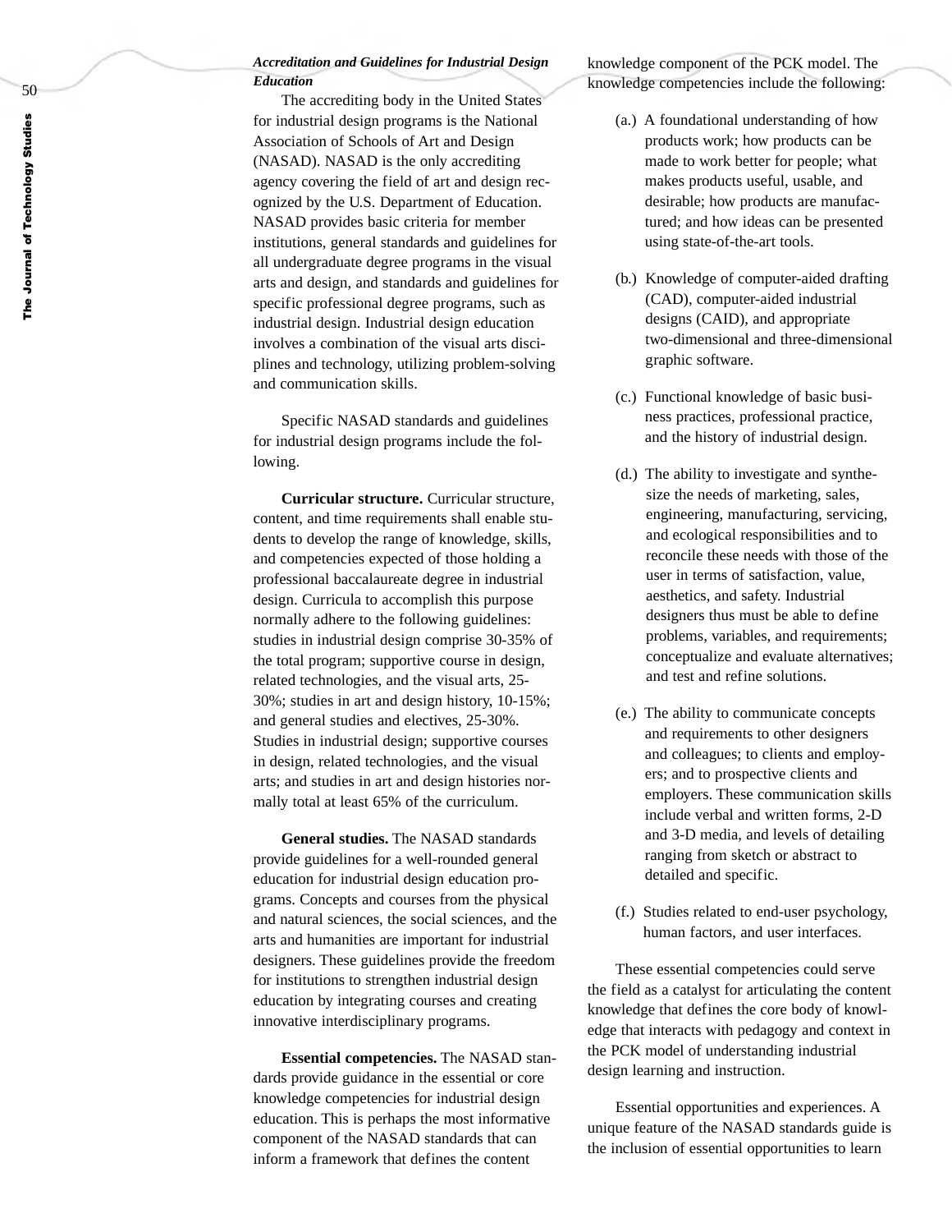### *Accreditation and Guidelines for Industrial Design Education*

The accrediting body in the United States for industrial design programs is the National Association of Schools of Art and Design (NASAD). NASAD is the only accrediting agency covering the field of art and design recognized by the U.S. Department of Education. NASAD provides basic criteria for member institutions, general standards and guidelines for all undergraduate degree programs in the visual arts and design, and standards and guidelines for specific professional degree programs, such as industrial design. Industrial design education involves a combination of the visual arts disciplines and technology, utilizing problem-solving and communication skills.

Specific NASAD standards and guidelines for industrial design programs include the following.

**Curricular structure.** Curricular structure, content, and time requirements shall enable students to develop the range of knowledge, skills, and competencies expected of those holding a professional baccalaureate degree in industrial design. Curricula to accomplish this purpose normally adhere to the following guidelines: studies in industrial design comprise 30-35% of the total program; supportive course in design, related technologies, and the visual arts, 25-30%; studies in art and design history, 10-15%; and general studies and electives, 25-30%. Studies in industrial design; supportive courses in design, related technologies, and the visual arts; and studies in art and design histories normally total at least 65% of the curriculum.

**General studies.** The NASAD standards provide guidelines for a well-rounded general education for industrial design education programs. Concepts and courses from the physical and natural sciences, the social sciences, and the arts and humanities are important for industrial designers. These guidelines provide the freedom for institutions to strengthen industrial design education by integrating courses and creating innovative interdisciplinary programs.

**Essential competencies.** The NASAD standards provide guidance in the essential or core knowledge competencies for industrial design education. This is perhaps the most informative component of the NASAD standards that can inform a framework that defines the content knowledge component of the PCK model. The knowledge competencies include the following:

(a.) A foundational understanding of how products work; how products can be made to work better for people; what makes products useful, usable, and desirable; how products are manufactured; and how ideas can be presented using state-of-the-art tools.

(b.) Knowledge of computer-aided drafting (CAD), computer-aided industrial designs (CAID), and appropriate two-dimensional and three-dimensional graphic software.

(c.) Functional knowledge of basic business practices, professional practice, and the history of industrial design.

(d.) The ability to investigate and synthesize the needs of marketing, sales, engineering, manufacturing, servicing, and ecological responsibilities and to reconcile these needs with those of the user in terms of satisfaction, value, aesthetics, and safety. Industrial designers thus must be able to define problems, variables, and requirements; conceptualize and evaluate alternatives; and test and refine solutions.

(e.) The ability to communicate concepts and requirements to other designers and colleagues; to clients and employers; and to prospective clients and employers. These communication skills include verbal and written forms, 2-D and 3-D media, and levels of detailing ranging from sketch or abstract to detailed and specific.

(f.) Studies related to end-user psychology, human factors, and user interfaces.

These essential competencies could serve the field as a catalyst for articulating the content knowledge that defines the core body of knowledge that interacts with pedagogy and context in the PCK model of understanding industrial design learning and instruction.

Essential opportunities and experiences. A unique feature of the NASAD standards guide is the inclusion of essential opportunities to learn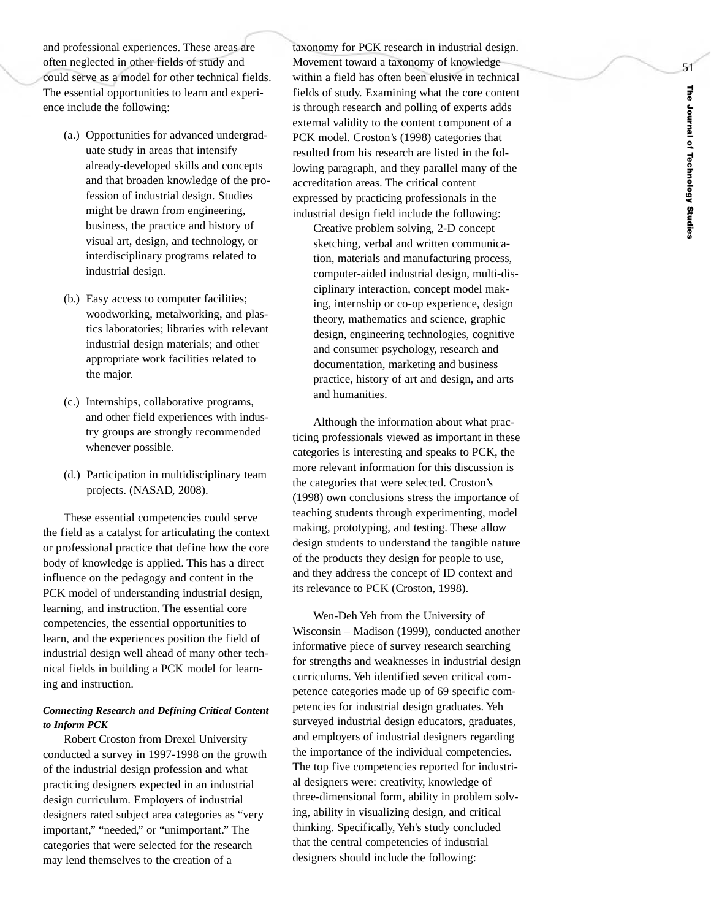and professional experiences. These areas are often neglected in other fields of study and could serve as a model for other technical fields. The essential opportunities to learn and experience include the following:

(a.) Opportunities for advanced undergraduate study in areas that intensify already-developed skills and concepts and that broaden knowledge of the profession of industrial design. Studies might be drawn from engineering, business, the practice and history of visual art, design, and technology, or interdisciplinary programs related to industrial design.

(b.) Easy access to computer facilities; woodworking, metalworking, and plastics laboratories; libraries with relevant industrial design materials; and other appropriate work facilities related to the major.

(c.) Internships, collaborative programs, and other field experiences with industry groups are strongly recommended whenever possible.

(d.) Participation in multidisciplinary team projects. (NASAD, 2008).

These essential competencies could serve the field as a catalyst for articulating the context or professional practice that define how the core body of knowledge is applied. This has a direct influence on the pedagogy and content in the PCK model of understanding industrial design, learning, and instruction. The essential core competencies, the essential opportunities to learn, and the experiences position the field of industrial design well ahead of many other technical fields in building a PCK model for learning and instruction.

***Connecting Research and Defining Critical Content to Inform PCK***

Robert Croston from Drexel University conducted a survey in 1997-1998 on the growth of the industrial design profession and what practicing designers expected in an industrial design curriculum. Employers of industrial designers rated subject area categories as "very important," "needed," or "unimportant." The categories that were selected for the research may lend themselves to the creation of a taxonomy for PCK research in industrial design. Movement toward a taxonomy of knowledge within a field has often been elusive in technical fields of study. Examining what the core content is through research and polling of experts adds external validity to the content component of a PCK model. Croston's (1998) categories that resulted from his research are listed in the following paragraph, and they parallel many of the accreditation areas. The critical content expressed by practicing professionals in the industrial design field include the following:

> Creative problem solving, 2-D concept sketching, verbal and written communication, materials and manufacturing process, computer-aided industrial design, multi-disciplinary interaction, concept model making, internship or co-op experience, design theory, mathematics and science, graphic design, engineering technologies, cognitive and consumer psychology, research and documentation, marketing and business practice, history of art and design, and arts and humanities.

Although the information about what practicing professionals viewed as important in these categories is interesting and speaks to PCK, the more relevant information for this discussion is the categories that were selected. Croston's (1998) own conclusions stress the importance of teaching students through experimenting, model making, prototyping, and testing. These allow design students to understand the tangible nature of the products they design for people to use, and they address the concept of ID context and its relevance to PCK (Croston, 1998).

Wen-Deh Yeh from the University of Wisconsin – Madison (1999), conducted another informative piece of survey research searching for strengths and weaknesses in industrial design curriculums. Yeh identified seven critical competence categories made up of 69 specific competencies for industrial design graduates. Yeh surveyed industrial design educators, graduates, and employers of industrial designers regarding the importance of the individual competencies. The top five competencies reported for industrial designers were: creativity, knowledge of three-dimensional form, ability in problem solving, ability in visualizing design, and critical thinking. Specifically, Yeh's study concluded that the central competencies of industrial designers should include the following: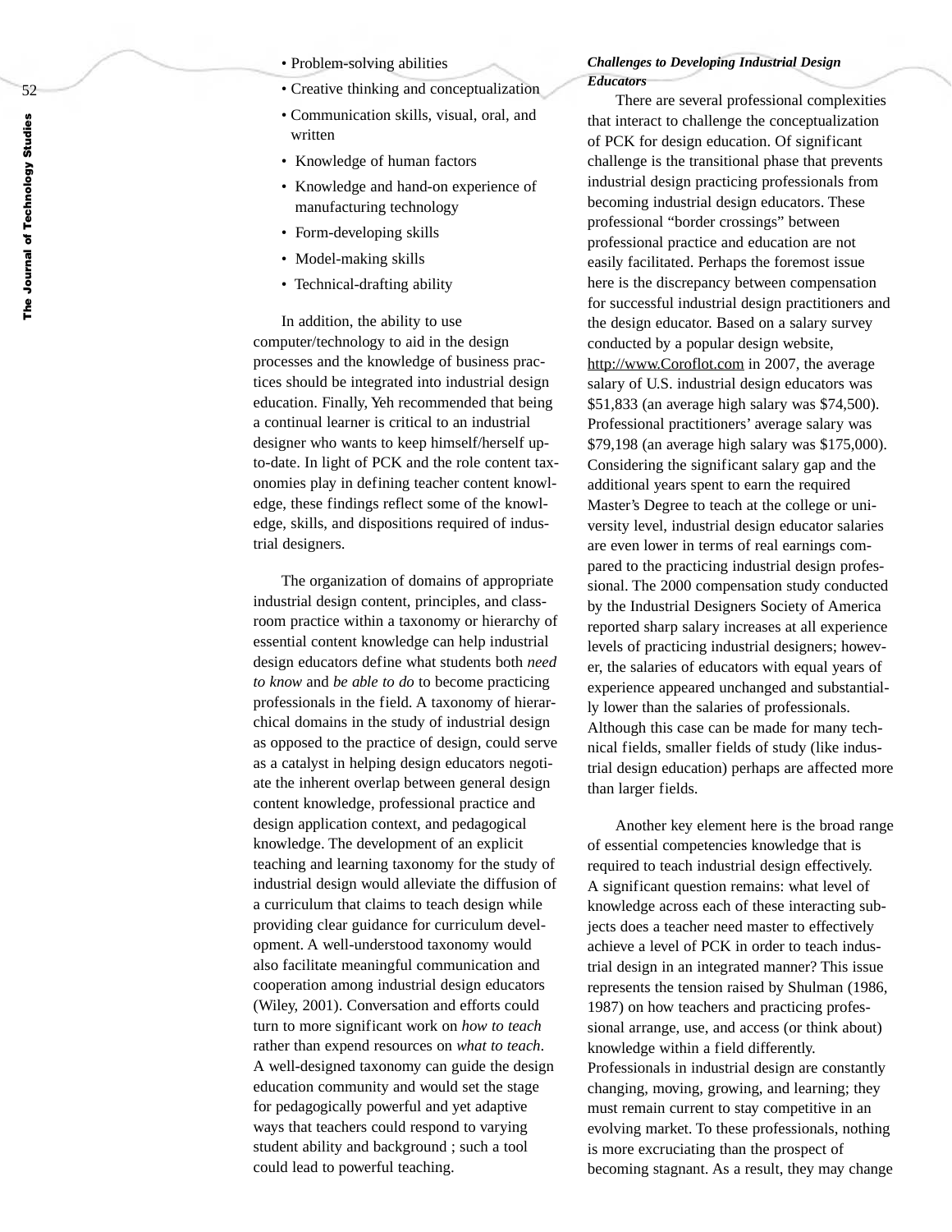- Problem-solving abilities
- Creative thinking and conceptualization
- Communication skills, visual, oral, and written
- Knowledge of human factors
- Knowledge and hand-on experience of manufacturing technology
- Form-developing skills
- Model-making skills
- Technical-drafting ability

In addition, the ability to use computer/technology to aid in the design processes and the knowledge of business practices should be integrated into industrial design education. Finally, Yeh recommended that being a continual learner is critical to an industrial designer who wants to keep himself/herself up-to-date. In light of PCK and the role content taxonomies play in defining teacher content knowledge, these findings reflect some of the knowledge, skills, and dispositions required of industrial designers.

The organization of domains of appropriate industrial design content, principles, and classroom practice within a taxonomy or hierarchy of essential content knowledge can help industrial design educators define what students both *need to know* and *be able to do* to become practicing professionals in the field. A taxonomy of hierarchical domains in the study of industrial design as opposed to the practice of design, could serve as a catalyst in helping design educators negotiate the inherent overlap between general design content knowledge, professional practice and design application context, and pedagogical knowledge. The development of an explicit teaching and learning taxonomy for the study of industrial design would alleviate the diffusion of a curriculum that claims to teach design while providing clear guidance for curriculum development. A well-understood taxonomy would also facilitate meaningful communication and cooperation among industrial design educators (Wiley, 2001). Conversation and efforts could turn to more significant work on *how to teach* rather than expend resources on *what to teach*. A well-designed taxonomy can guide the design education community and would set the stage for pedagogically powerful and yet adaptive ways that teachers could respond to varying student ability and background ; such a tool could lead to powerful teaching.

***Challenges to Developing Industrial Design Educators***

There are several professional complexities that interact to challenge the conceptualization of PCK for design education. Of significant challenge is the transitional phase that prevents industrial design practicing professionals from becoming industrial design educators. These professional "border crossings" between professional practice and education are not easily facilitated. Perhaps the foremost issue here is the discrepancy between compensation for successful industrial design practitioners and the design educator. Based on a salary survey conducted by a popular design website, http://www.Coroflot.com in 2007, the average salary of U.S. industrial design educators was $51,833 (an average high salary was $74,500). Professional practitioners' average salary was $79,198 (an average high salary was $175,000). Considering the significant salary gap and the additional years spent to earn the required Master's Degree to teach at the college or university level, industrial design educator salaries are even lower in terms of real earnings compared to the practicing industrial design professional. The 2000 compensation study conducted by the Industrial Designers Society of America reported sharp salary increases at all experience levels of practicing industrial designers; however, the salaries of educators with equal years of experience appeared unchanged and substantially lower than the salaries of professionals. Although this case can be made for many technical fields, smaller fields of study (like industrial design education) perhaps are affected more than larger fields.

Another key element here is the broad range of essential competencies knowledge that is required to teach industrial design effectively. A significant question remains: what level of knowledge across each of these interacting subjects does a teacher need master to effectively achieve a level of PCK in order to teach industrial design in an integrated manner? This issue represents the tension raised by Shulman (1986, 1987) on how teachers and practicing professional arrange, use, and access (or think about) knowledge within a field differently. Professionals in industrial design are constantly changing, moving, growing, and learning; they must remain current to stay competitive in an evolving market. To these professionals, nothing is more excruciating than the prospect of becoming stagnant. As a result, they may change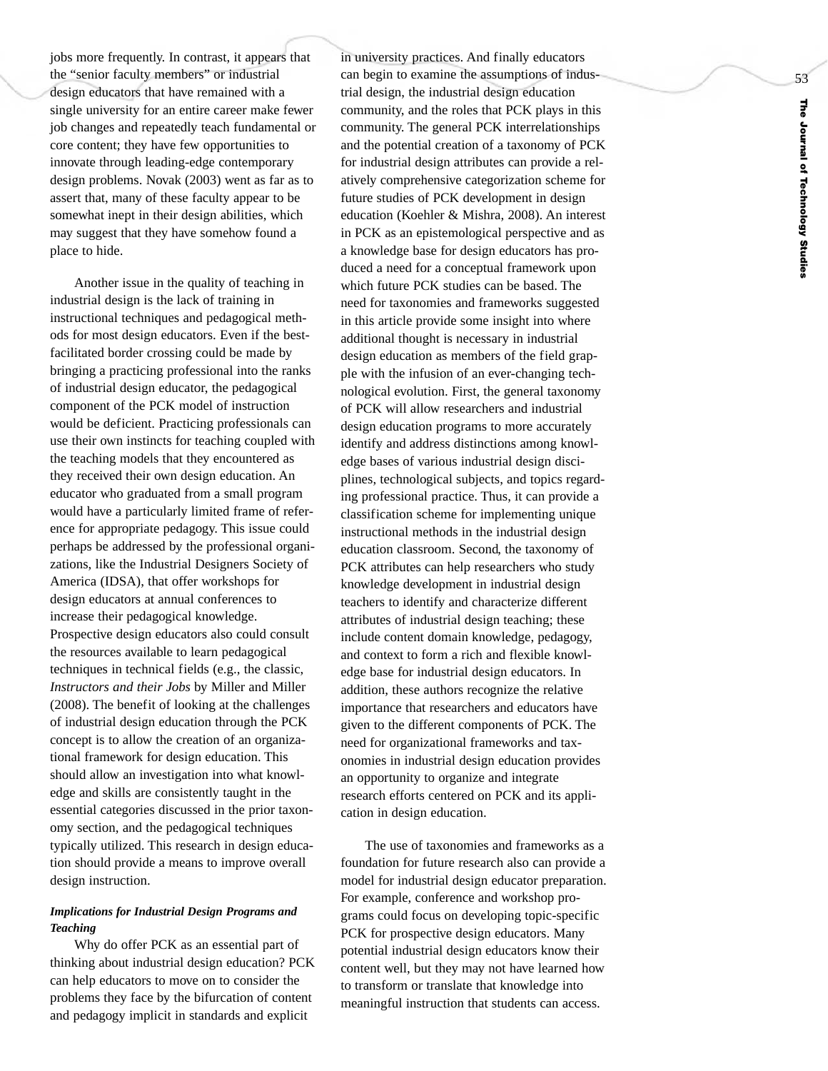jobs more frequently. In contrast, it appears that the "senior faculty members" or industrial design educators that have remained with a single university for an entire career make fewer job changes and repeatedly teach fundamental or core content; they have few opportunities to innovate through leading-edge contemporary design problems. Novak (2003) went as far as to assert that, many of these faculty appear to be somewhat inept in their design abilities, which may suggest that they have somehow found a place to hide.

Another issue in the quality of teaching in industrial design is the lack of training in instructional techniques and pedagogical methods for most design educators. Even if the best-facilitated border crossing could be made by bringing a practicing professional into the ranks of industrial design educator, the pedagogical component of the PCK model of instruction would be deficient. Practicing professionals can use their own instincts for teaching coupled with the teaching models that they encountered as they received their own design education. An educator who graduated from a small program would have a particularly limited frame of reference for appropriate pedagogy. This issue could perhaps be addressed by the professional organizations, like the Industrial Designers Society of America (IDSA), that offer workshops for design educators at annual conferences to increase their pedagogical knowledge. Prospective design educators also could consult the resources available to learn pedagogical techniques in technical fields (e.g., the classic, *Instructors and their Jobs* by Miller and Miller (2008). The benefit of looking at the challenges of industrial design education through the PCK concept is to allow the creation of an organizational framework for design education. This should allow an investigation into what knowledge and skills are consistently taught in the essential categories discussed in the prior taxonomy section, and the pedagogical techniques typically utilized. This research in design education should provide a means to improve overall design instruction.

### *Implications for Industrial Design Programs and Teaching*

Why do offer PCK as an essential part of thinking about industrial design education? PCK can help educators to move on to consider the problems they face by the bifurcation of content and pedagogy implicit in standards and explicit in university practices. And finally educators can begin to examine the assumptions of industrial design, the industrial design education community, and the roles that PCK plays in this community. The general PCK interrelationships and the potential creation of a taxonomy of PCK for industrial design attributes can provide a relatively comprehensive categorization scheme for future studies of PCK development in design education (Koehler & Mishra, 2008). An interest in PCK as an epistemological perspective and as a knowledge base for design educators has produced a need for a conceptual framework upon which future PCK studies can be based. The need for taxonomies and frameworks suggested in this article provide some insight into where additional thought is necessary in industrial design education as members of the field grapple with the infusion of an ever-changing technological evolution. First, the general taxonomy of PCK will allow researchers and industrial design education programs to more accurately identify and address distinctions among knowledge bases of various industrial design disciplines, technological subjects, and topics regarding professional practice. Thus, it can provide a classification scheme for implementing unique instructional methods in the industrial design education classroom. Second, the taxonomy of PCK attributes can help researchers who study knowledge development in industrial design teachers to identify and characterize different attributes of industrial design teaching; these include content domain knowledge, pedagogy, and context to form a rich and flexible knowledge base for industrial design educators. In addition, these authors recognize the relative importance that researchers and educators have given to the different components of PCK. The need for organizational frameworks and taxonomies in industrial design education provides an opportunity to organize and integrate research efforts centered on PCK and its application in design education.

The use of taxonomies and frameworks as a foundation for future research also can provide a model for industrial design educator preparation. For example, conference and workshop programs could focus on developing topic-specific PCK for prospective design educators. Many potential industrial design educators know their content well, but they may not have learned how to transform or translate that knowledge into meaningful instruction that students can access.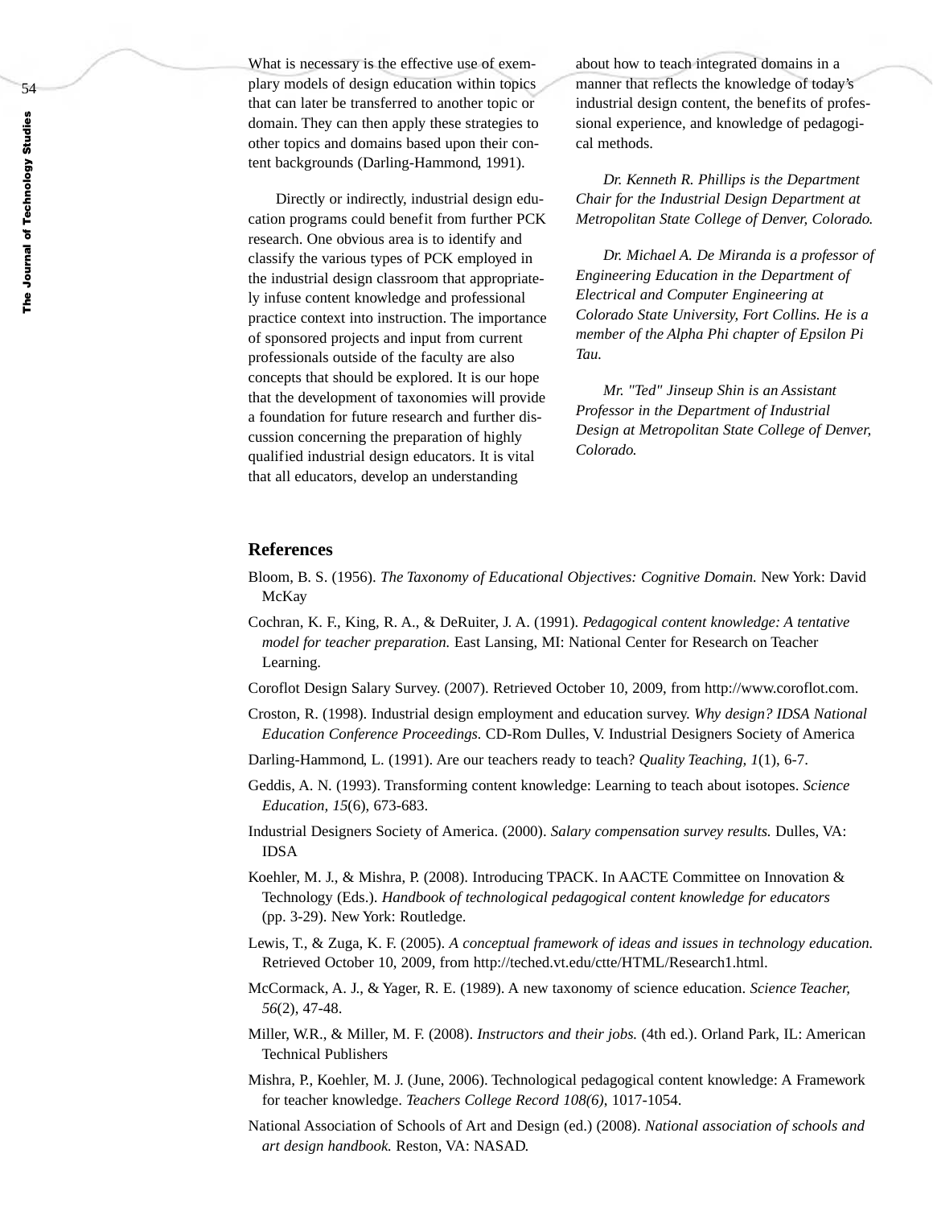What is necessary is the effective use of exemplary models of design education within topics that can later be transferred to another topic or domain. They can then apply these strategies to other topics and domains based upon their content backgrounds (Darling-Hammond, 1991).

Directly or indirectly, industrial design education programs could benefit from further PCK research. One obvious area is to identify and classify the various types of PCK employed in the industrial design classroom that appropriately infuse content knowledge and professional practice context into instruction. The importance of sponsored projects and input from current professionals outside of the faculty are also concepts that should be explored. It is our hope that the development of taxonomies will provide a foundation for future research and further discussion concerning the preparation of highly qualified industrial design educators. It is vital that all educators, develop an understanding about how to teach integrated domains in a manner that reflects the knowledge of today's industrial design content, the benefits of professional experience, and knowledge of pedagogical methods.

*Dr. Kenneth R. Phillips is the Department Chair for the Industrial Design Department at Metropolitan State College of Denver, Colorado.*

*Dr. Michael A. De Miranda is a professor of Engineering Education in the Department of Electrical and Computer Engineering at Colorado State University, Fort Collins. He is a member of the Alpha Phi chapter of Epsilon Pi Tau.*

*Mr. "Ted" Jinseup Shin is an Assistant Professor in the Department of Industrial Design at Metropolitan State College of Denver, Colorado.*

## References

Bloom, B. S. (1956). *The Taxonomy of Educational Objectives: Cognitive Domain.* New York: David McKay

Cochran, K. F., King, R. A., & DeRuiter, J. A. (1991). *Pedagogical content knowledge: A tentative model for teacher preparation.* East Lansing, MI: National Center for Research on Teacher Learning.

Coroflot Design Salary Survey. (2007). Retrieved October 10, 2009, from http://www.coroflot.com.

Croston, R. (1998). Industrial design employment and education survey. *Why design? IDSA National Education Conference Proceedings.* CD-Rom Dulles, V. Industrial Designers Society of America

Darling-Hammond, L. (1991). Are our teachers ready to teach? *Quality Teaching, 1*(1), 6-7.

Geddis, A. N. (1993). Transforming content knowledge: Learning to teach about isotopes. *Science Education, 15*(6), 673-683.

Industrial Designers Society of America. (2000). *Salary compensation survey results.* Dulles, VA: IDSA

Koehler, M. J., & Mishra, P. (2008). Introducing TPACK. In AACTE Committee on Innovation & Technology (Eds.). *Handbook of technological pedagogical content knowledge for educators* (pp. 3-29). New York: Routledge.

Lewis, T., & Zuga, K. F. (2005). *A conceptual framework of ideas and issues in technology education.* Retrieved October 10, 2009, from http://teched.vt.edu/ctte/HTML/Research1.html.

McCormack, A. J., & Yager, R. E. (1989). A new taxonomy of science education. *Science Teacher, 56*(2), 47-48.

Miller, W.R., & Miller, M. F. (2008). *Instructors and their jobs.* (4th ed.). Orland Park, IL: American Technical Publishers

Mishra, P., Koehler, M. J. (June, 2006). Technological pedagogical content knowledge: A Framework for teacher knowledge. *Teachers College Record 108(6),* 1017-1054.

National Association of Schools of Art and Design (ed.) (2008). *National association of schools and art design handbook.* Reston, VA: NASAD.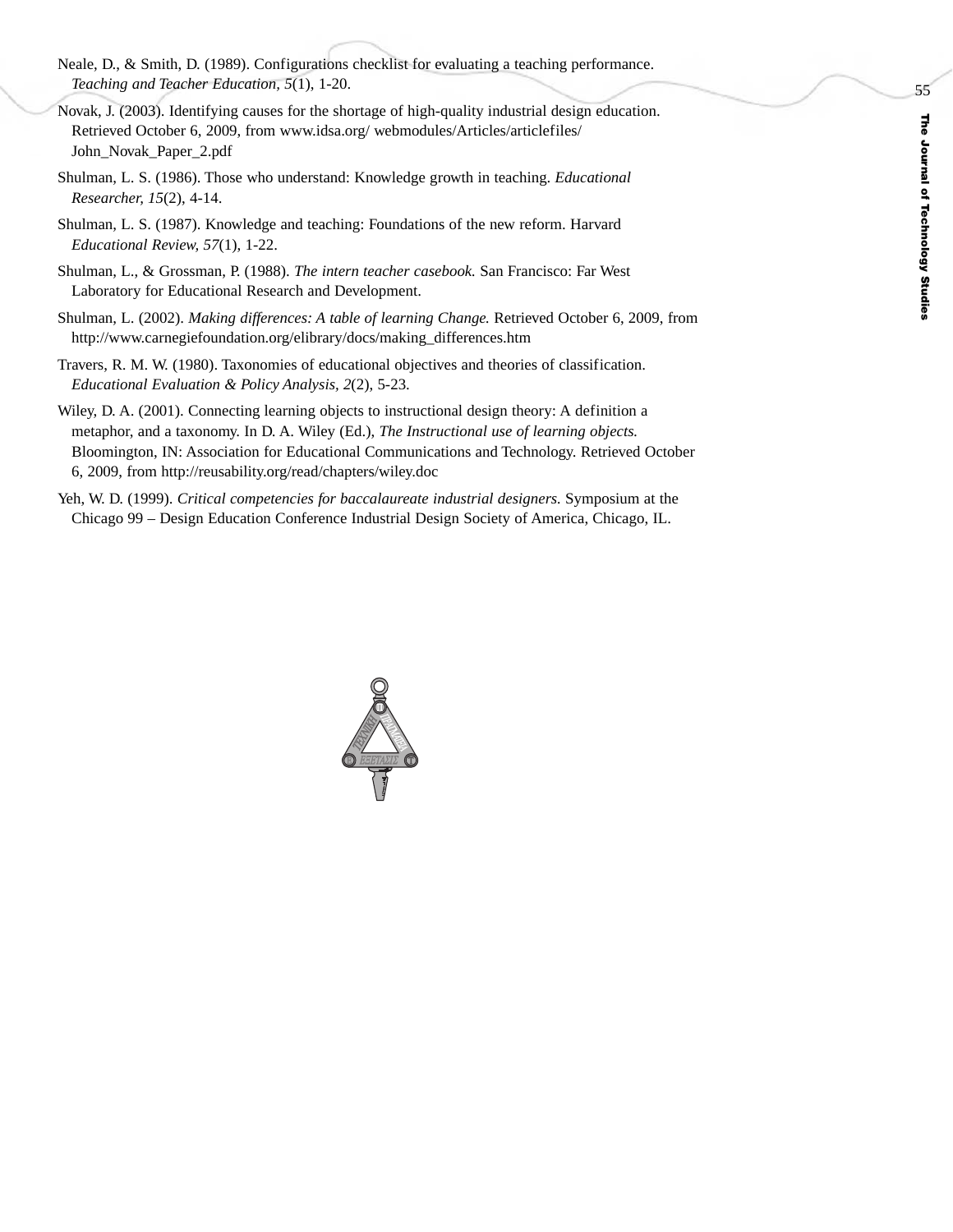Neale, D., & Smith, D. (1989). Configurations checklist for evaluating a teaching performance. *Teaching and Teacher Education, 5*(1), 1-20.

Novak, J. (2003). Identifying causes for the shortage of high-quality industrial design education. Retrieved October 6, 2009, from www.idsa.org/ webmodules/Articles/articlefiles/ John_Novak_Paper_2.pdf

Shulman, L. S. (1986). Those who understand: Knowledge growth in teaching. *Educational Researcher, 15*(2), 4-14.

Shulman, L. S. (1987). Knowledge and teaching: Foundations of the new reform. Harvard *Educational Review, 57*(1), 1-22.

Shulman, L., & Grossman, P. (1988). *The intern teacher casebook.* San Francisco: Far West Laboratory for Educational Research and Development.

Shulman, L. (2002). *Making differences: A table of learning Change.* Retrieved October 6, 2009, from http://www.carnegiefoundation.org/elibrary/docs/making_differences.htm

Travers, R. M. W. (1980). Taxonomies of educational objectives and theories of classification. *Educational Evaluation & Policy Analysis, 2*(2), 5-23.

Wiley, D. A. (2001). Connecting learning objects to instructional design theory: A definition a metaphor, and a taxonomy. In D. A. Wiley (Ed.), *The Instructional use of learning objects.* Bloomington, IN: Association for Educational Communications and Technology. Retrieved October 6, 2009, from http://reusability.org/read/chapters/wiley.doc

Yeh, W. D. (1999). *Critical competencies for baccalaureate industrial designers.* Symposium at the Chicago 99 – Design Education Conference Industrial Design Society of America, Chicago, IL.